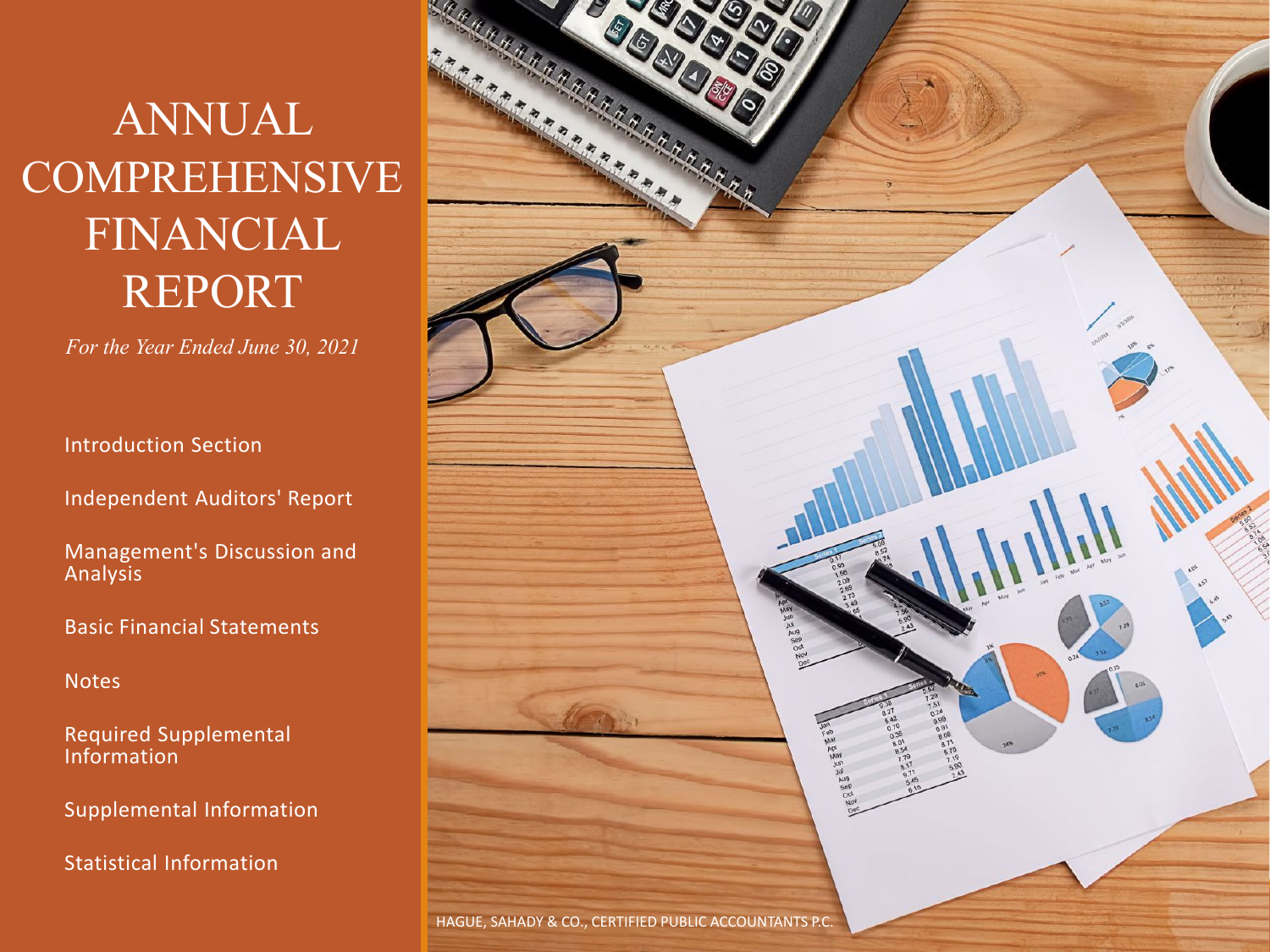# ANNUAL COMPREHENSIVE FINANCIAL REPORT

*For the Year Ended June 30, 2021*

Introduction Section

Independent Auditors' Report

Management's Discussion and Analysis

Basic Financial Statements

Notes

Required Supplemental Information

Supplemental Information

Statistical Information

HAGUE, SAHADY & CO., CERTIFIED PUBLIC ACCOUNTANTS P.C.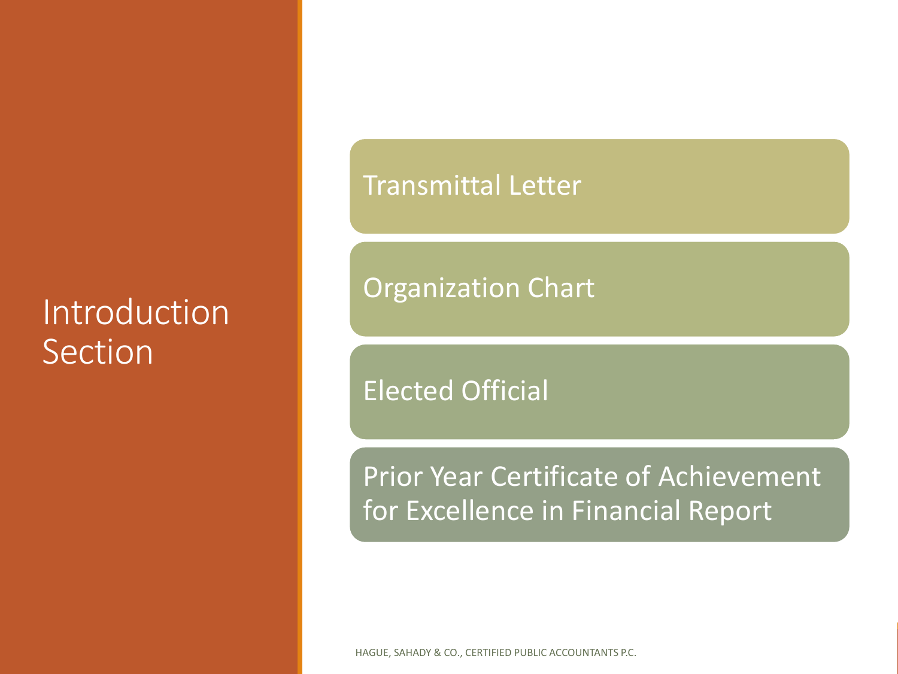# Introduction Section

- Transmittal Letter
- Organization Chart
- Elected Official
- Prior Year Certificate of Achievement for Excellence in Financial Report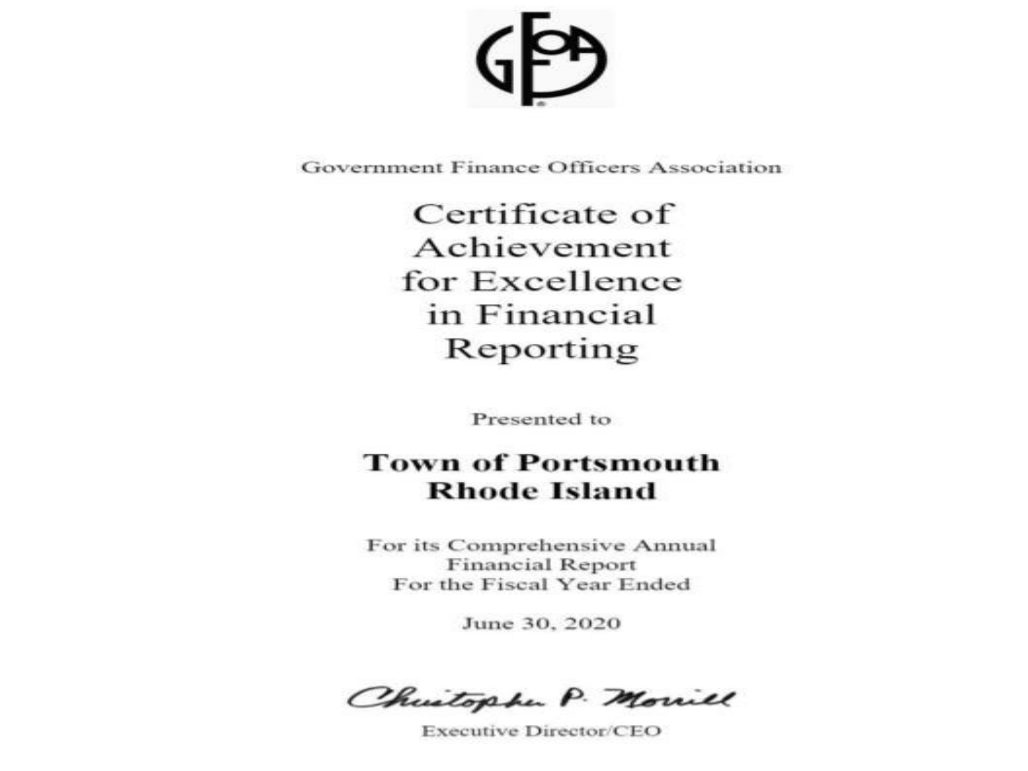Government Finance Officers Association

# Certificate of Achievement for Excellence in Financial Reporting

Presented to

**Town of Portsmouth**
**Rhode Island**

For its Comprehensive Annual Financial Report
For the Fiscal Year Ended

June 30, 2020

Christopher P. Morrill

Executive Director/CEO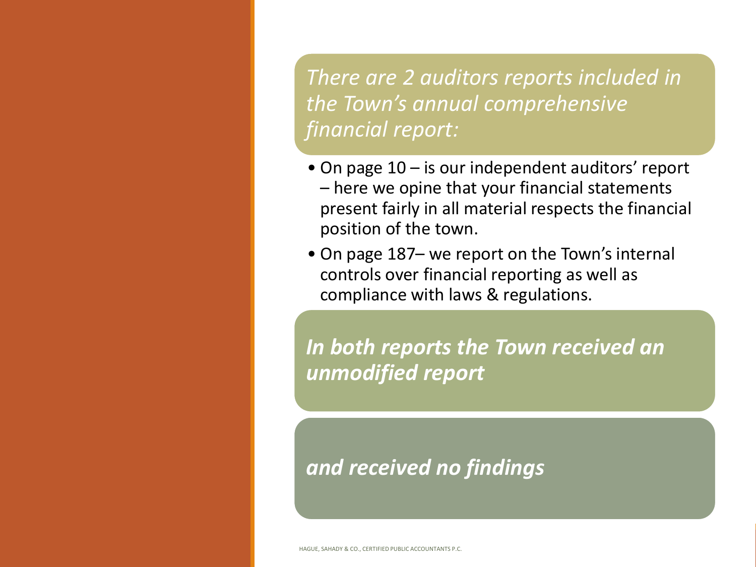*There are 2 auditors reports included in the Town's annual comprehensive financial report:*

- On page 10 – is our independent auditors' report – here we opine that your financial statements present fairly in all material respects the financial position of the town.
- On page 187– we report on the Town's internal controls over financial reporting as well as compliance with laws & regulations.

***In both reports the Town received an unmodified report***

***and received no findings***

HAGUE, SAHADY & CO., CERTIFIED PUBLIC ACCOUNTANTS P.C.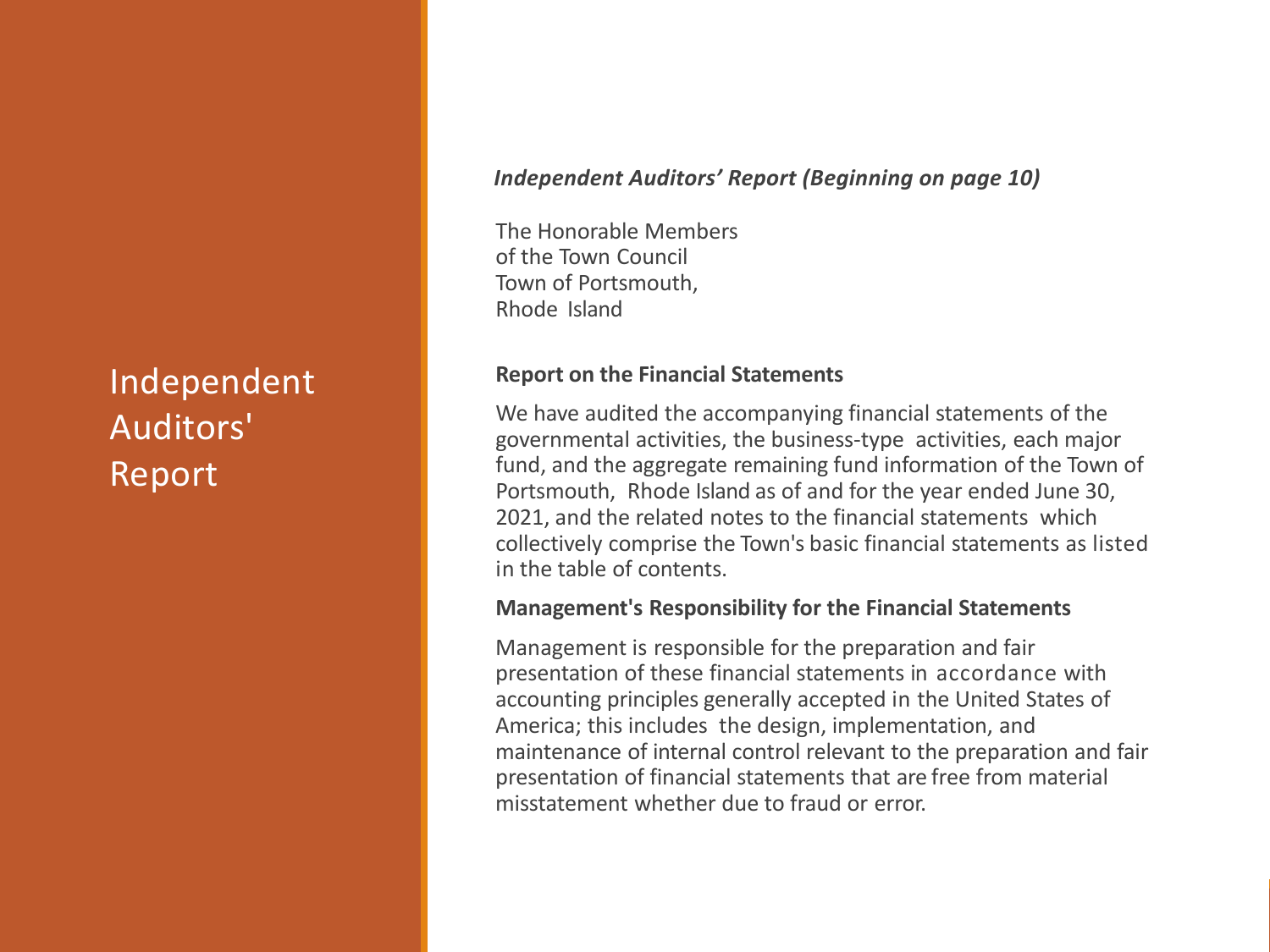# Independent Auditors' Report

***Independent Auditors' Report (Beginning on page 10)***

The Honorable Members
of the Town Council
Town of Portsmouth,
Rhode Island

**Report on the Financial Statements**

We have audited the accompanying financial statements of the governmental activities, the business-type activities, each major fund, and the aggregate remaining fund information of the Town of Portsmouth, Rhode Island as of and for the year ended June 30, 2021, and the related notes to the financial statements which collectively comprise the Town's basic financial statements as listed in the table of contents.

**Management's Responsibility for the Financial Statements**

Management is responsible for the preparation and fair presentation of these financial statements in accordance with accounting principles generally accepted in the United States of America; this includes the design, implementation, and maintenance of internal control relevant to the preparation and fair presentation of financial statements that are free from material misstatement whether due to fraud or error.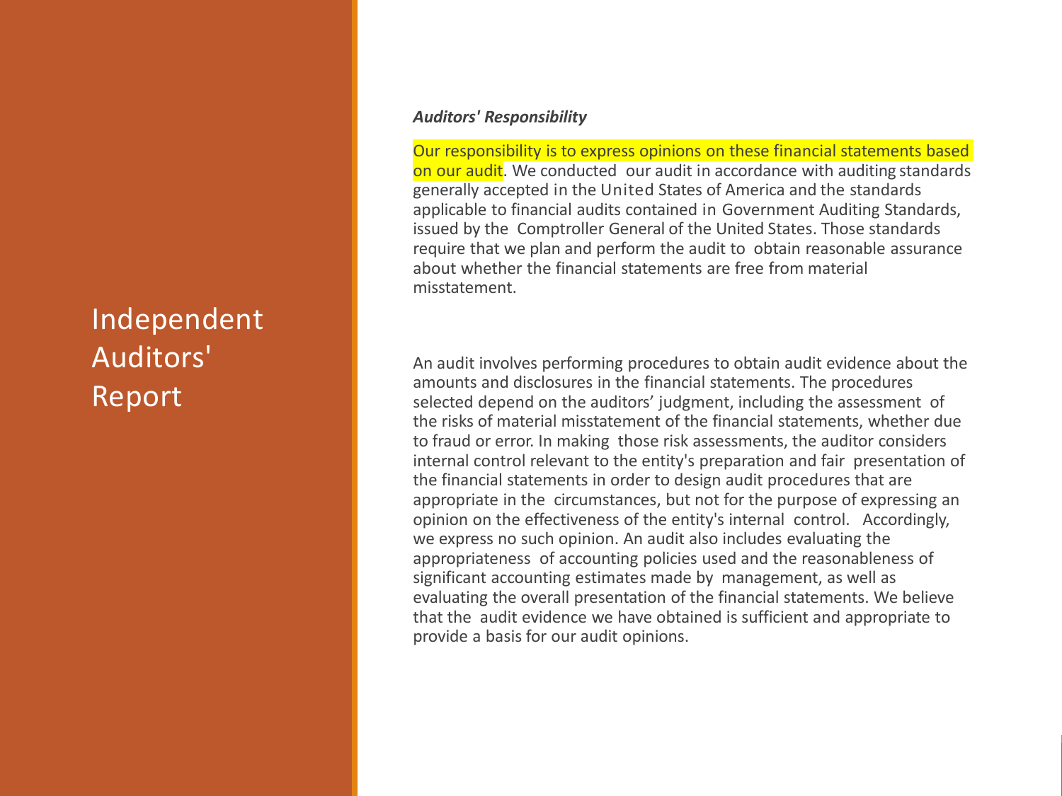# Independent Auditors' Report

***Auditors' Responsibility***

Our responsibility is to express opinions on these financial statements based on our audit. We conducted our audit in accordance with auditing standards generally accepted in the United States of America and the standards applicable to financial audits contained in Government Auditing Standards, issued by the Comptroller General of the United States. Those standards require that we plan and perform the audit to obtain reasonable assurance about whether the financial statements are free from material misstatement.

An audit involves performing procedures to obtain audit evidence about the amounts and disclosures in the financial statements. The procedures selected depend on the auditors' judgment, including the assessment of the risks of material misstatement of the financial statements, whether due to fraud or error. In making those risk assessments, the auditor considers internal control relevant to the entity's preparation and fair presentation of the financial statements in order to design audit procedures that are appropriate in the circumstances, but not for the purpose of expressing an opinion on the effectiveness of the entity's internal control. Accordingly, we express no such opinion. An audit also includes evaluating the appropriateness of accounting policies used and the reasonableness of significant accounting estimates made by management, as well as evaluating the overall presentation of the financial statements. We believe that the audit evidence we have obtained is sufficient and appropriate to provide a basis for our audit opinions.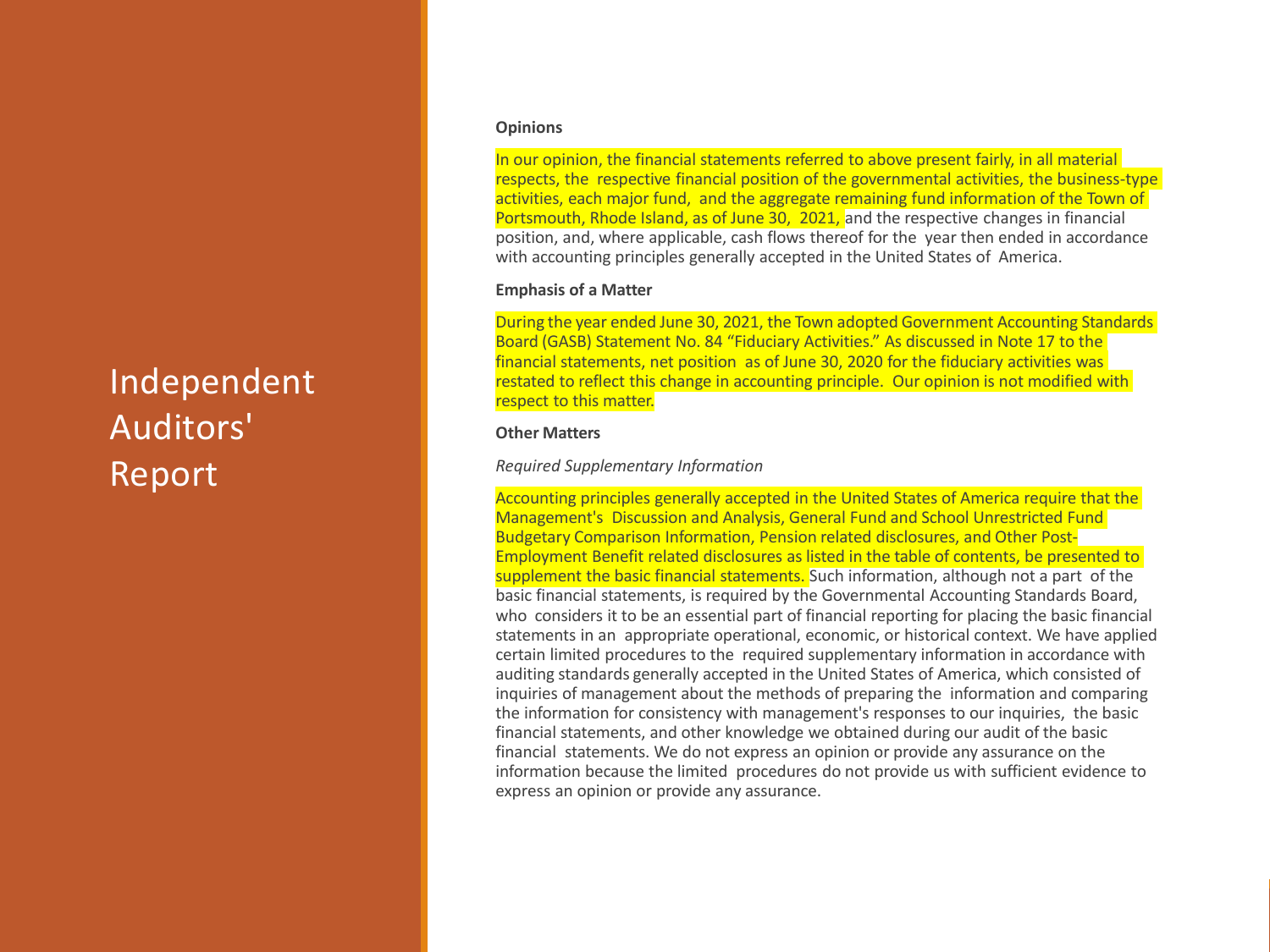# Independent Auditors' Report

**Opinions**

In our opinion, the financial statements referred to above present fairly, in all material respects, the respective financial position of the governmental activities, the business-type activities, each major fund, and the aggregate remaining fund information of the Town of Portsmouth, Rhode Island, as of June 30, 2021, and the respective changes in financial position, and, where applicable, cash flows thereof for the year then ended in accordance with accounting principles generally accepted in the United States of America.

**Emphasis of a Matter**

During the year ended June 30, 2021, the Town adopted Government Accounting Standards Board (GASB) Statement No. 84 "Fiduciary Activities." As discussed in Note 17 to the financial statements, net position as of June 30, 2020 for the fiduciary activities was restated to reflect this change in accounting principle. Our opinion is not modified with respect to this matter.

**Other Matters**

*Required Supplementary Information*

Accounting principles generally accepted in the United States of America require that the Management's Discussion and Analysis, General Fund and School Unrestricted Fund Budgetary Comparison Information, Pension related disclosures, and Other Post-Employment Benefit related disclosures as listed in the table of contents, be presented to supplement the basic financial statements. Such information, although not a part of the basic financial statements, is required by the Governmental Accounting Standards Board, who considers it to be an essential part of financial reporting for placing the basic financial statements in an appropriate operational, economic, or historical context. We have applied certain limited procedures to the required supplementary information in accordance with auditing standards generally accepted in the United States of America, which consisted of inquiries of management about the methods of preparing the information and comparing the information for consistency with management's responses to our inquiries, the basic financial statements, and other knowledge we obtained during our audit of the basic financial statements. We do not express an opinion or provide any assurance on the information because the limited procedures do not provide us with sufficient evidence to express an opinion or provide any assurance.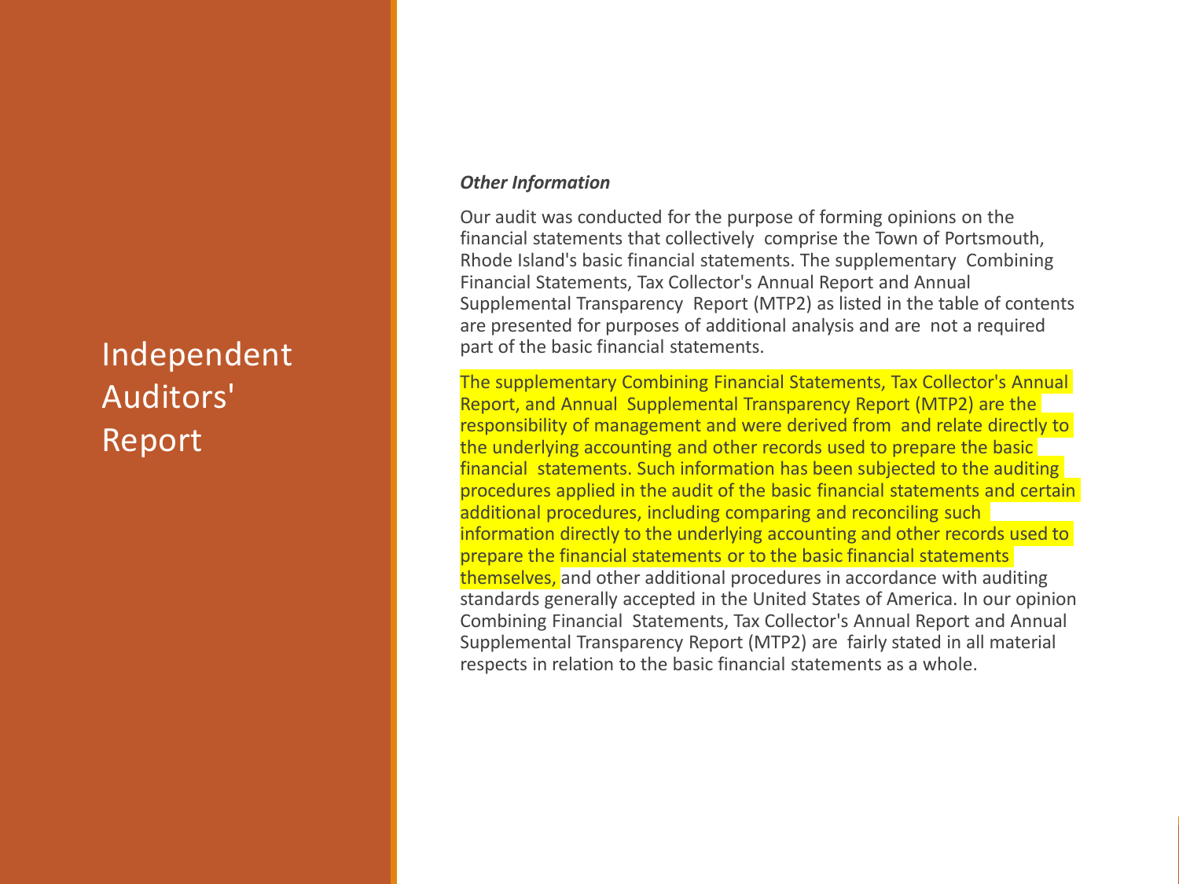# Independent Auditors' Report

***Other Information***

Our audit was conducted for the purpose of forming opinions on the financial statements that collectively comprise the Town of Portsmouth, Rhode Island's basic financial statements. The supplementary Combining Financial Statements, Tax Collector's Annual Report and Annual Supplemental Transparency Report (MTP2) as listed in the table of contents are presented for purposes of additional analysis and are not a required part of the basic financial statements.

The supplementary Combining Financial Statements, Tax Collector's Annual Report, and Annual Supplemental Transparency Report (MTP2) are the responsibility of management and were derived from and relate directly to the underlying accounting and other records used to prepare the basic financial statements. Such information has been subjected to the auditing procedures applied in the audit of the basic financial statements and certain additional procedures, including comparing and reconciling such information directly to the underlying accounting and other records used to prepare the financial statements or to the basic financial statements themselves, and other additional procedures in accordance with auditing standards generally accepted in the United States of America. In our opinion Combining Financial Statements, Tax Collector's Annual Report and Annual Supplemental Transparency Report (MTP2) are fairly stated in all material respects in relation to the basic financial statements as a whole.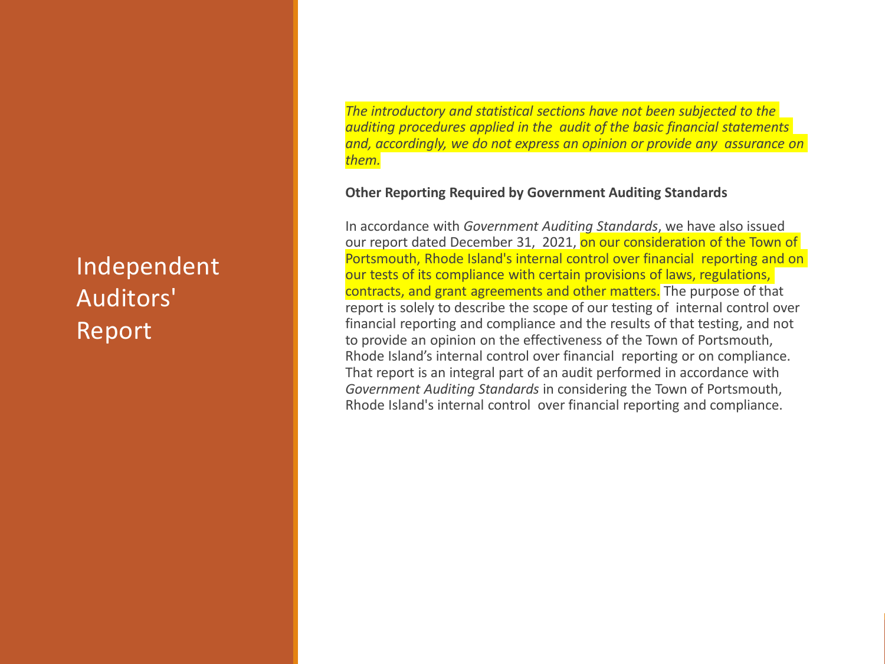# Independent Auditors' Report

*The introductory and statistical sections have not been subjected to the auditing procedures applied in the audit of the basic financial statements and, accordingly, we do not express an opinion or provide any assurance on them.*

**Other Reporting Required by Government Auditing Standards**

In accordance with *Government Auditing Standards*, we have also issued our report dated December 31, 2021, on our consideration of the Town of Portsmouth, Rhode Island's internal control over financial reporting and on our tests of its compliance with certain provisions of laws, regulations, contracts, and grant agreements and other matters. The purpose of that report is solely to describe the scope of our testing of internal control over financial reporting and compliance and the results of that testing, and not to provide an opinion on the effectiveness of the Town of Portsmouth, Rhode Island's internal control over financial reporting or on compliance. That report is an integral part of an audit performed in accordance with *Government Auditing Standards* in considering the Town of Portsmouth, Rhode Island's internal control over financial reporting and compliance.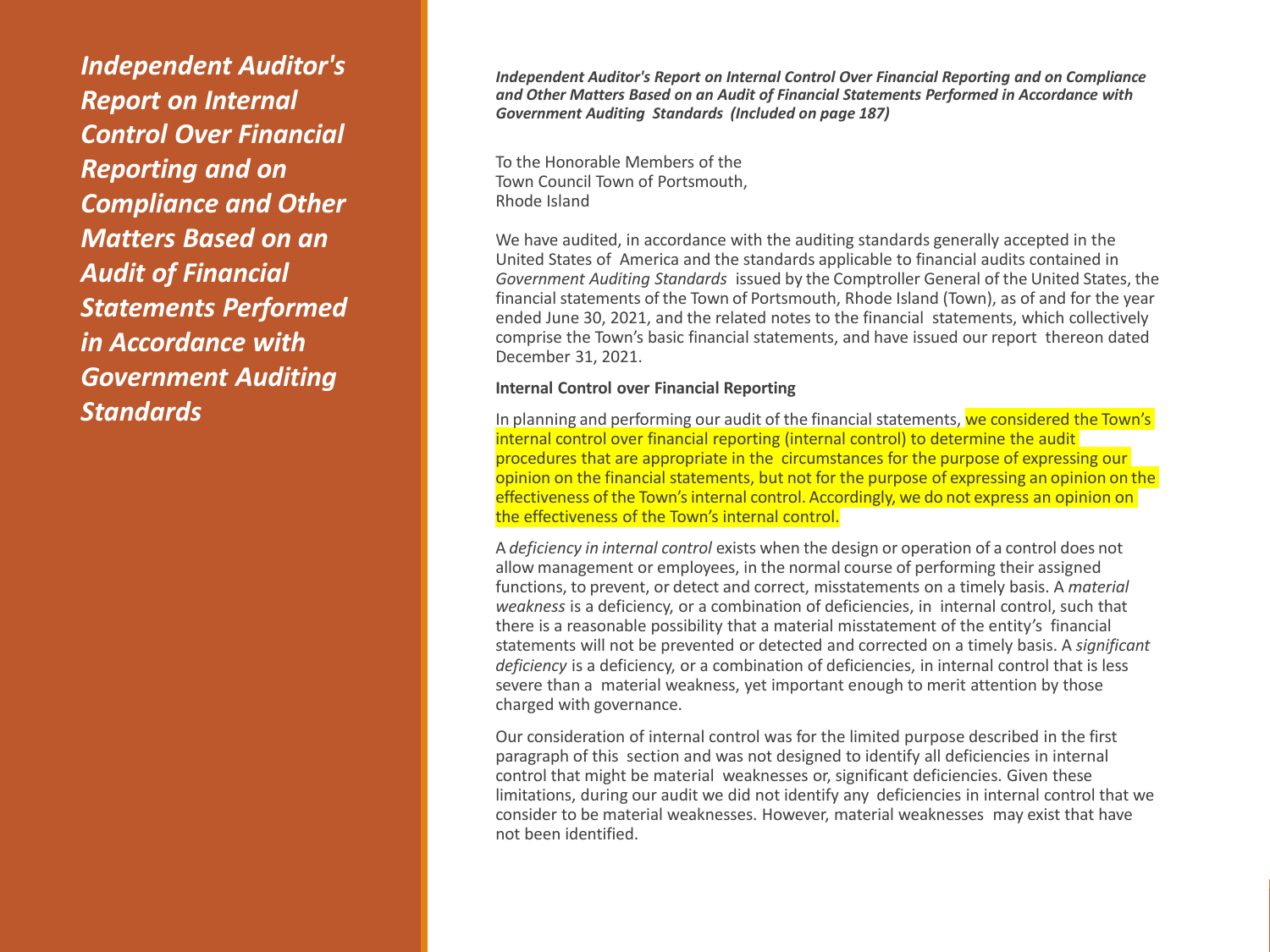# Independent Auditor's Report on Internal Control Over Financial Reporting and on Compliance and Other Matters Based on an Audit of Financial Statements Performed in Accordance with Government Auditing Standards

***Independent Auditor's Report on Internal Control Over Financial Reporting and on Compliance and Other Matters Based on an Audit of Financial Statements Performed in Accordance with Government Auditing Standards (Included on page 187)***

To the Honorable Members of the
Town Council Town of Portsmouth,
Rhode Island

We have audited, in accordance with the auditing standards generally accepted in the United States of America and the standards applicable to financial audits contained in *Government Auditing Standards* issued by the Comptroller General of the United States, the financial statements of the Town of Portsmouth, Rhode Island (Town), as of and for the year ended June 30, 2021, and the related notes to the financial statements, which collectively comprise the Town's basic financial statements, and have issued our report thereon dated December 31, 2021.

**Internal Control over Financial Reporting**

In planning and performing our audit of the financial statements, we considered the Town's internal control over financial reporting (internal control) to determine the audit procedures that are appropriate in the circumstances for the purpose of expressing our opinion on the financial statements, but not for the purpose of expressing an opinion on the effectiveness of the Town's internal control. Accordingly, we do not express an opinion on the effectiveness of the Town's internal control.

A *deficiency in internal control* exists when the design or operation of a control does not allow management or employees, in the normal course of performing their assigned functions, to prevent, or detect and correct, misstatements on a timely basis. A *material weakness* is a deficiency, or a combination of deficiencies, in internal control, such that there is a reasonable possibility that a material misstatement of the entity's financial statements will not be prevented or detected and corrected on a timely basis. A *significant deficiency* is a deficiency, or a combination of deficiencies, in internal control that is less severe than a material weakness, yet important enough to merit attention by those charged with governance.

Our consideration of internal control was for the limited purpose described in the first paragraph of this section and was not designed to identify all deficiencies in internal control that might be material weaknesses or, significant deficiencies. Given these limitations, during our audit we did not identify any deficiencies in internal control that we consider to be material weaknesses. However, material weaknesses may exist that have not been identified.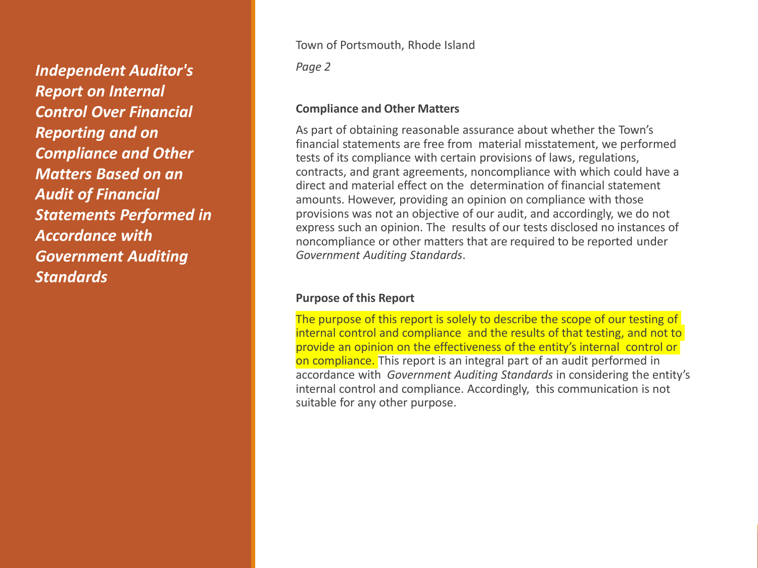*Independent Auditor's Report on Internal Control Over Financial Reporting and on Compliance and Other Matters Based on an Audit of Financial Statements Performed in Accordance with Government Auditing Standards*

Town of Portsmouth, Rhode Island

*Page 2*

**Compliance and Other Matters**

As part of obtaining reasonable assurance about whether the Town's financial statements are free from material misstatement, we performed tests of its compliance with certain provisions of laws, regulations, contracts, and grant agreements, noncompliance with which could have a direct and material effect on the determination of financial statement amounts. However, providing an opinion on compliance with those provisions was not an objective of our audit, and accordingly, we do not express such an opinion. The results of our tests disclosed no instances of noncompliance or other matters that are required to be reported under *Government Auditing Standards*.

**Purpose of this Report**

The purpose of this report is solely to describe the scope of our testing of internal control and compliance and the results of that testing, and not to provide an opinion on the effectiveness of the entity's internal control or on compliance. This report is an integral part of an audit performed in accordance with *Government Auditing Standards* in considering the entity's internal control and compliance. Accordingly, this communication is not suitable for any other purpose.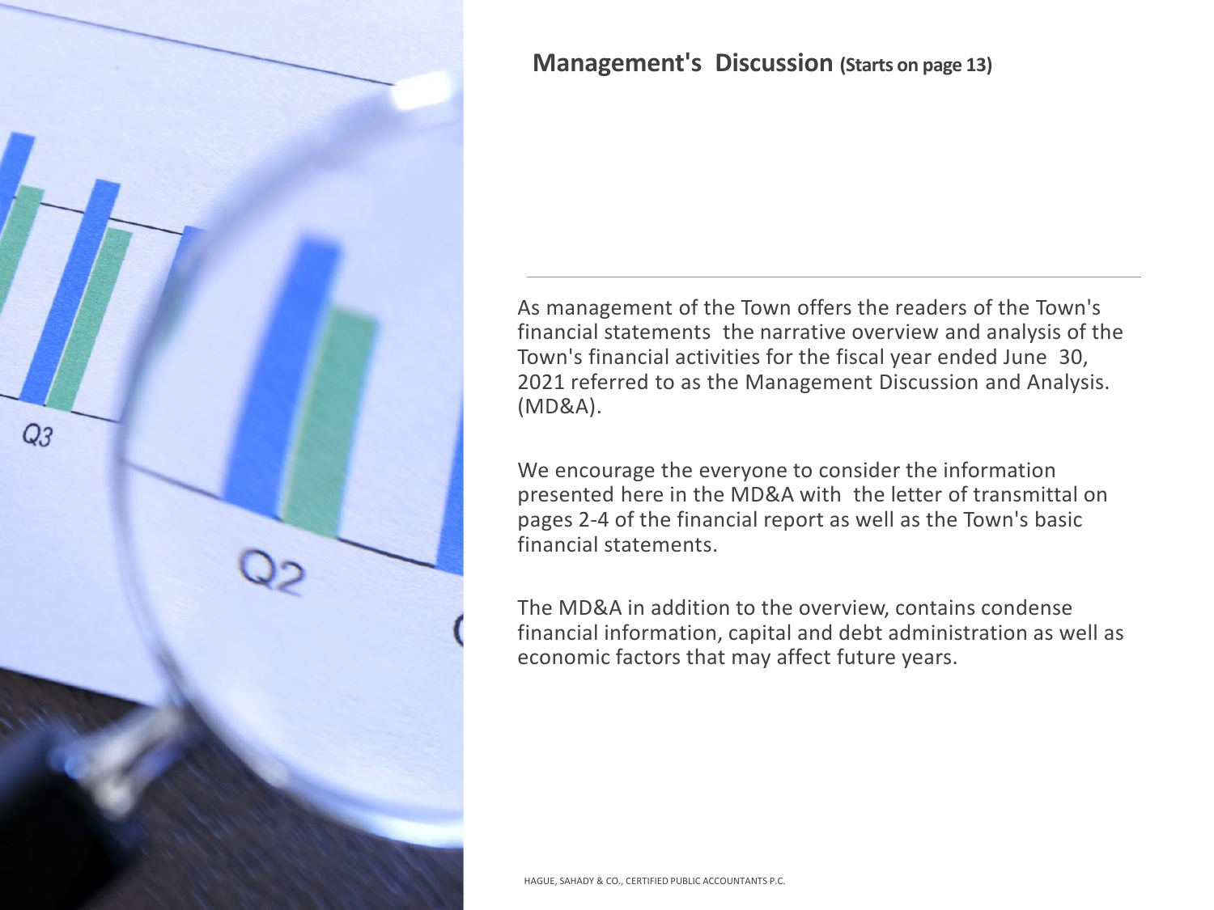## Management's Discussion (Starts on page 13)

As management of the Town offers the readers of the Town's financial statements the narrative overview and analysis of the Town's financial activities for the fiscal year ended June 30, 2021 referred to as the Management Discussion and Analysis. (MD&A).

We encourage the everyone to consider the information presented here in the MD&A with the letter of transmittal on pages 2-4 of the financial report as well as the Town's basic financial statements.

The MD&A in addition to the overview, contains condense financial information, capital and debt administration as well as economic factors that may affect future years.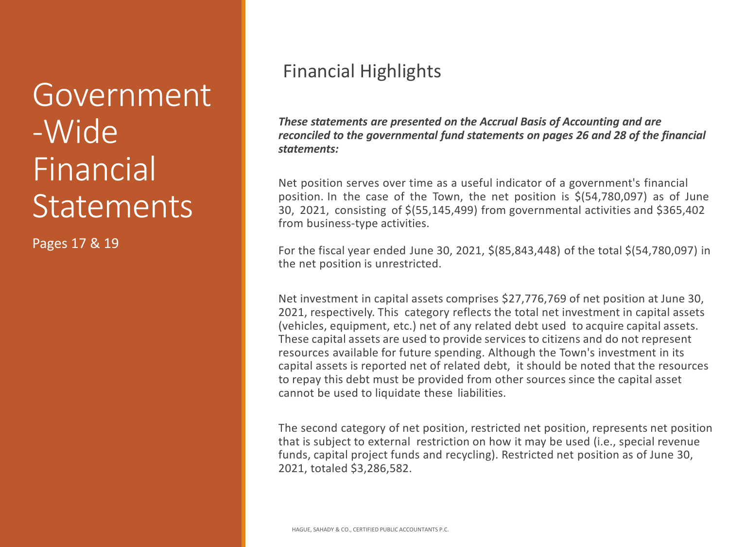# Government-Wide Financial Statements

Pages 17 & 19

## Financial Highlights

***These statements are presented on the Accrual Basis of Accounting and are reconciled to the governmental fund statements on pages 26 and 28 of the financial statements:***

Net position serves over time as a useful indicator of a government's financial position. In the case of the Town, the net position is $(54,780,097) as of June 30, 2021, consisting of $(55,145,499) from governmental activities and $365,402 from business-type activities.

For the fiscal year ended June 30, 2021, $(85,843,448) of the total $(54,780,097) in the net position is unrestricted.

Net investment in capital assets comprises $27,776,769 of net position at June 30, 2021, respectively. This category reflects the total net investment in capital assets (vehicles, equipment, etc.) net of any related debt used to acquire capital assets. These capital assets are used to provide services to citizens and do not represent resources available for future spending. Although the Town's investment in its capital assets is reported net of related debt, it should be noted that the resources to repay this debt must be provided from other sources since the capital asset cannot be used to liquidate these liabilities.

The second category of net position, restricted net position, represents net position that is subject to external restriction on how it may be used (i.e., special revenue funds, capital project funds and recycling). Restricted net position as of June 30, 2021, totaled $3,286,582.

HAGUE, SAHADY & CO., CERTIFIED PUBLIC ACCOUNTANTS P.C.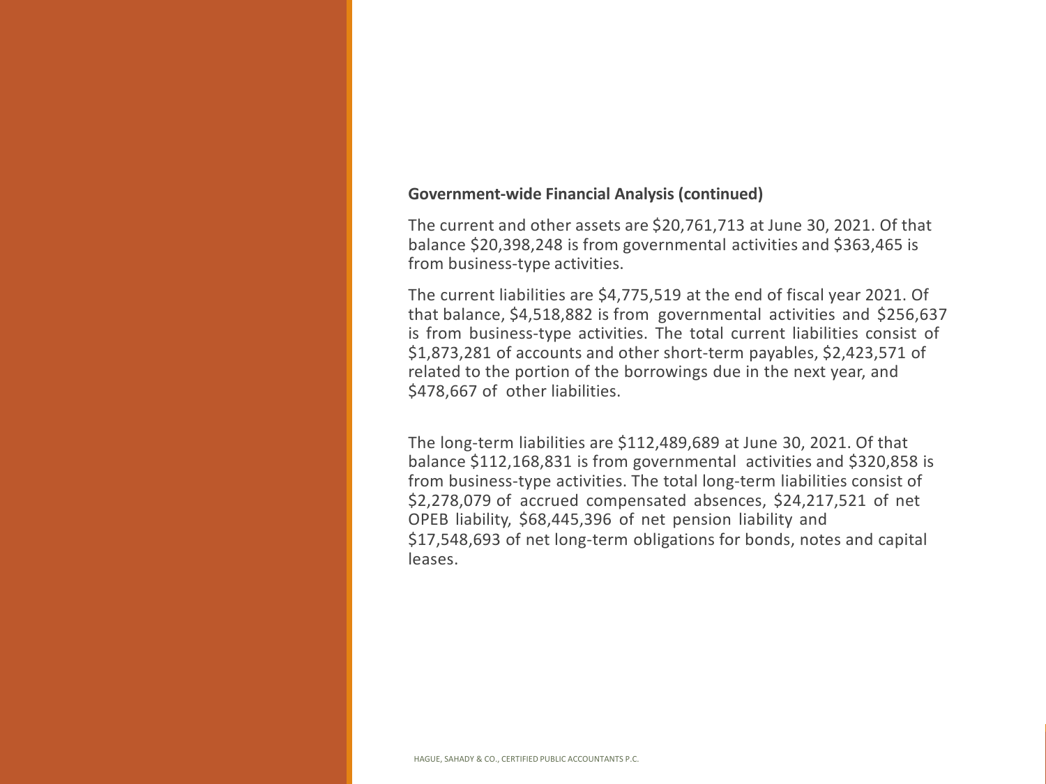**Government-wide Financial Analysis (continued)**

The current and other assets are $20,761,713 at June 30, 2021. Of that balance $20,398,248 is from governmental activities and $363,465 is from business-type activities.

The current liabilities are $4,775,519 at the end of fiscal year 2021. Of that balance, $4,518,882 is from governmental activities and $256,637 is from business-type activities. The total current liabilities consist of $1,873,281 of accounts and other short-term payables, $2,423,571 of related to the portion of the borrowings due in the next year, and $478,667 of other liabilities.

The long-term liabilities are $112,489,689 at June 30, 2021. Of that balance $112,168,831 is from governmental activities and $320,858 is from business-type activities. The total long-term liabilities consist of $2,278,079 of accrued compensated absences, $24,217,521 of net OPEB liability, $68,445,396 of net pension liability and $17,548,693 of net long-term obligations for bonds, notes and capital leases.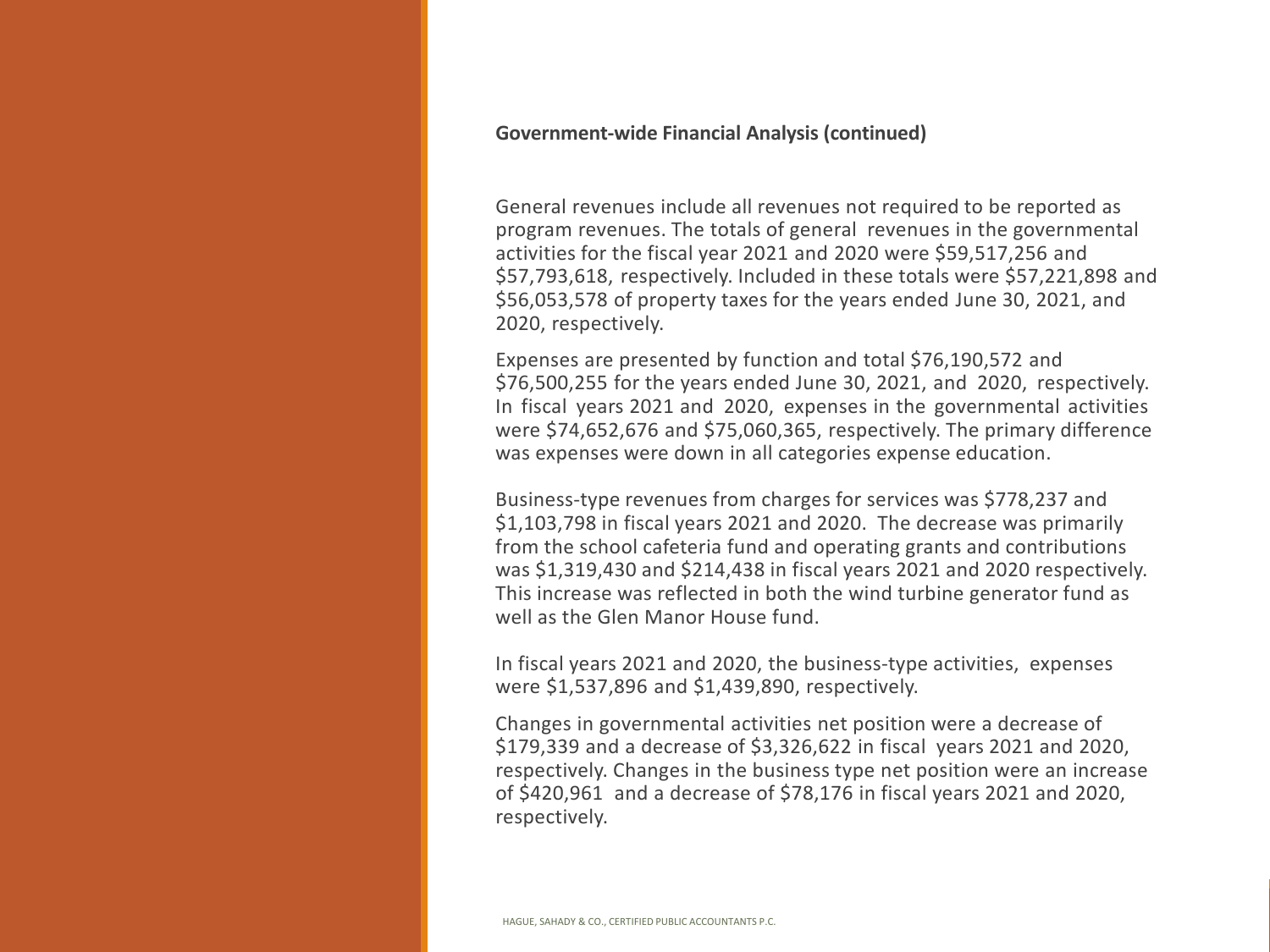**Government-wide Financial Analysis (continued)**

General revenues include all revenues not required to be reported as program revenues. The totals of general revenues in the governmental activities for the fiscal year 2021 and 2020 were $59,517,256 and $57,793,618, respectively. Included in these totals were $57,221,898 and $56,053,578 of property taxes for the years ended June 30, 2021, and 2020, respectively.

Expenses are presented by function and total $76,190,572 and $76,500,255 for the years ended June 30, 2021, and 2020, respectively. In fiscal years 2021 and 2020, expenses in the governmental activities were $74,652,676 and $75,060,365, respectively. The primary difference was expenses were down in all categories expense education.

Business-type revenues from charges for services was $778,237 and $1,103,798 in fiscal years 2021 and 2020. The decrease was primarily from the school cafeteria fund and operating grants and contributions was $1,319,430 and $214,438 in fiscal years 2021 and 2020 respectively. This increase was reflected in both the wind turbine generator fund as well as the Glen Manor House fund.

In fiscal years 2021 and 2020, the business-type activities, expenses were $1,537,896 and $1,439,890, respectively.

Changes in governmental activities net position were a decrease of $179,339 and a decrease of $3,326,622 in fiscal years 2021 and 2020, respectively. Changes in the business type net position were an increase of $420,961 and a decrease of $78,176 in fiscal years 2021 and 2020, respectively.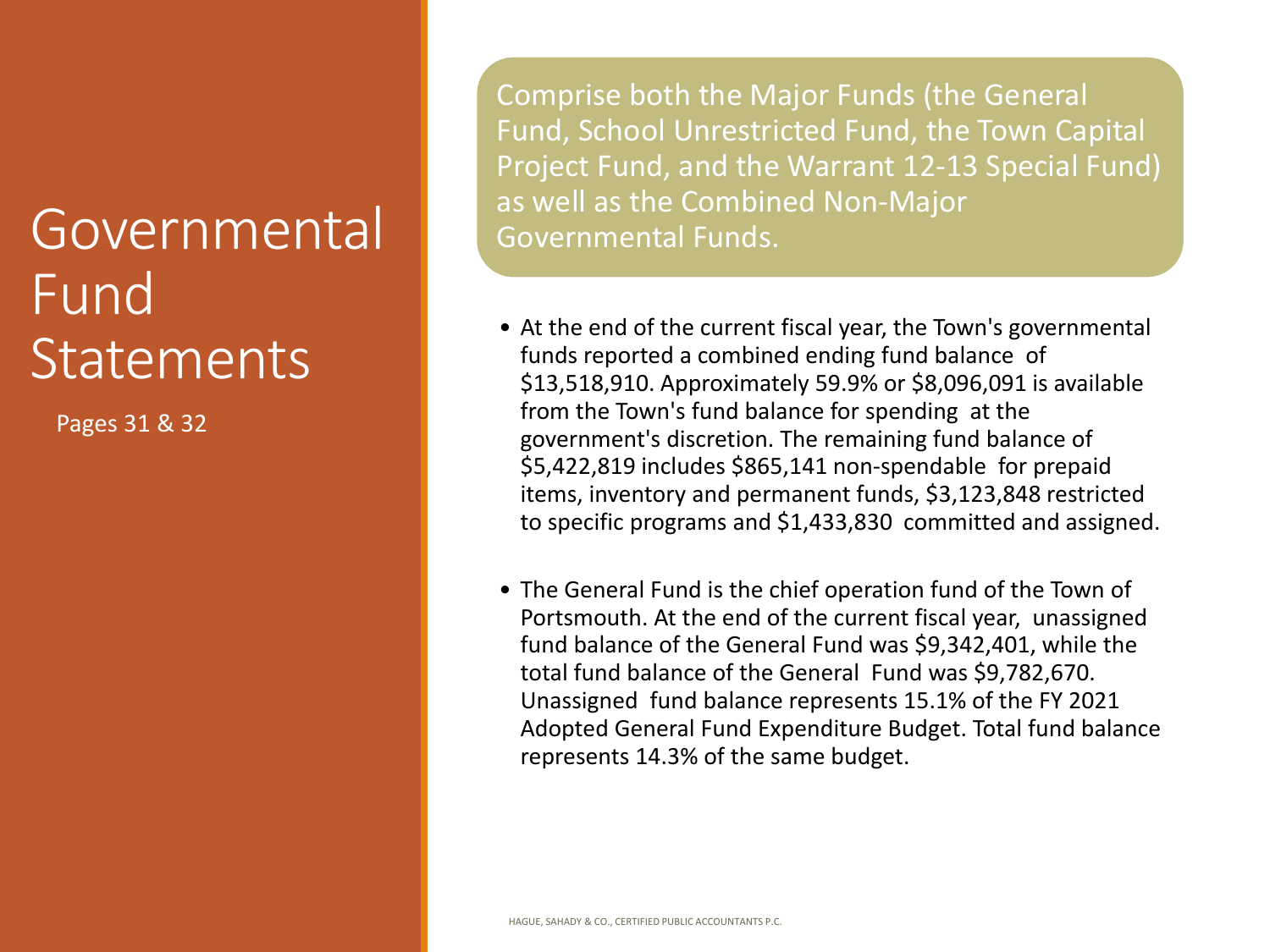# Governmental Fund Statements

Pages 31 & 32

Comprise both the Major Funds (the General Fund, School Unrestricted Fund, the Town Capital Project Fund, and the Warrant 12-13 Special Fund) as well as the Combined Non-Major Governmental Funds.

- At the end of the current fiscal year, the Town's governmental funds reported a combined ending fund balance of $13,518,910. Approximately 59.9% or $8,096,091 is available from the Town's fund balance for spending at the government's discretion. The remaining fund balance of $5,422,819 includes $865,141 non-spendable for prepaid items, inventory and permanent funds, $3,123,848 restricted to specific programs and $1,433,830 committed and assigned.
- The General Fund is the chief operation fund of the Town of Portsmouth. At the end of the current fiscal year, unassigned fund balance of the General Fund was $9,342,401, while the total fund balance of the General Fund was $9,782,670. Unassigned fund balance represents 15.1% of the FY 2021 Adopted General Fund Expenditure Budget. Total fund balance represents 14.3% of the same budget.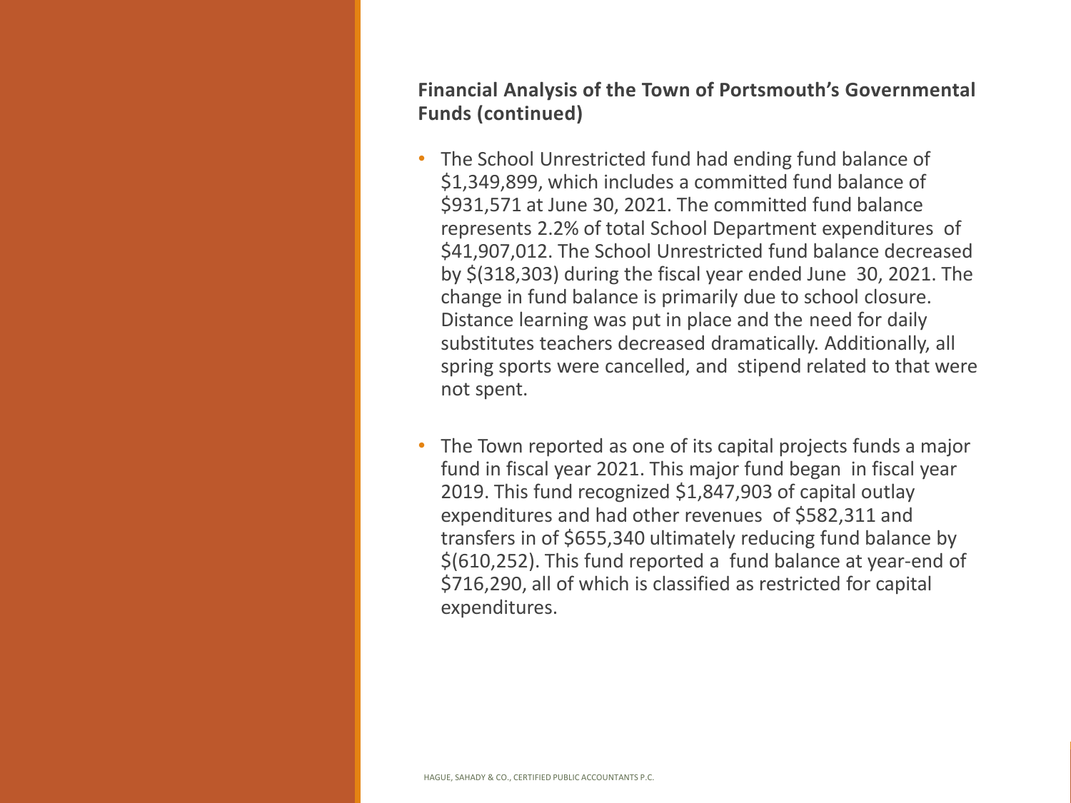## Financial Analysis of the Town of Portsmouth's Governmental Funds (continued)

- The School Unrestricted fund had ending fund balance of $1,349,899, which includes a committed fund balance of $931,571 at June 30, 2021. The committed fund balance represents 2.2% of total School Department expenditures of $41,907,012. The School Unrestricted fund balance decreased by $(318,303) during the fiscal year ended June 30, 2021. The change in fund balance is primarily due to school closure. Distance learning was put in place and the need for daily substitutes teachers decreased dramatically. Additionally, all spring sports were cancelled, and stipend related to that were not spent.

- The Town reported as one of its capital projects funds a major fund in fiscal year 2021. This major fund began in fiscal year 2019. This fund recognized $1,847,903 of capital outlay expenditures and had other revenues of $582,311 and transfers in of $655,340 ultimately reducing fund balance by $(610,252). This fund reported a fund balance at year-end of $716,290, all of which is classified as restricted for capital expenditures.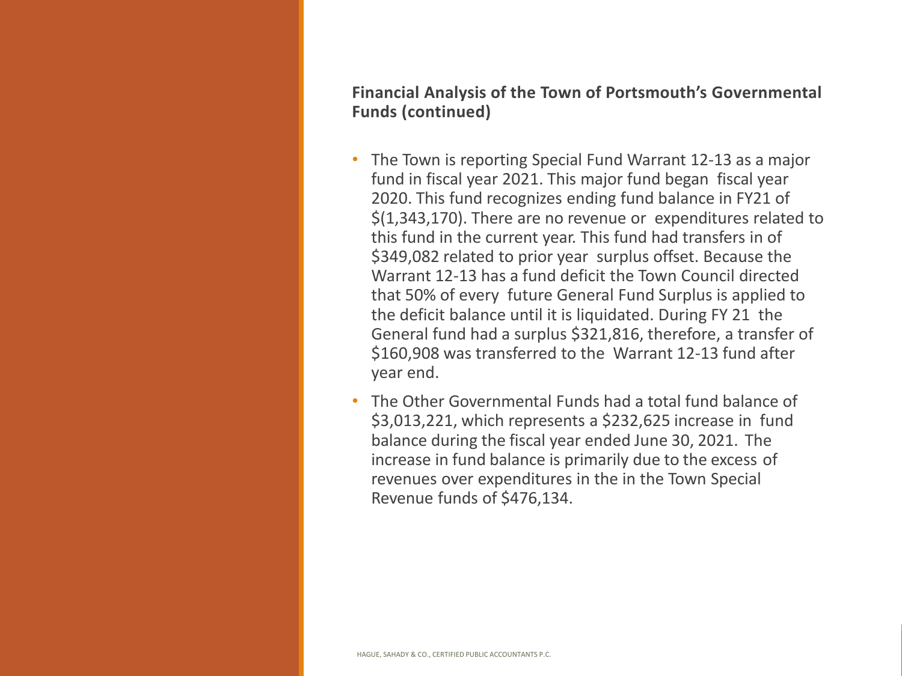## Financial Analysis of the Town of Portsmouth's Governmental Funds (continued)

- The Town is reporting Special Fund Warrant 12-13 as a major fund in fiscal year 2021. This major fund began fiscal year 2020. This fund recognizes ending fund balance in FY21 of $(1,343,170). There are no revenue or expenditures related to this fund in the current year. This fund had transfers in of $349,082 related to prior year surplus offset. Because the Warrant 12-13 has a fund deficit the Town Council directed that 50% of every future General Fund Surplus is applied to the deficit balance until it is liquidated. During FY 21 the General fund had a surplus $321,816, therefore, a transfer of $160,908 was transferred to the Warrant 12-13 fund after year end.
- The Other Governmental Funds had a total fund balance of $3,013,221, which represents a $232,625 increase in fund balance during the fiscal year ended June 30, 2021. The increase in fund balance is primarily due to the excess of revenues over expenditures in the in the Town Special Revenue funds of $476,134.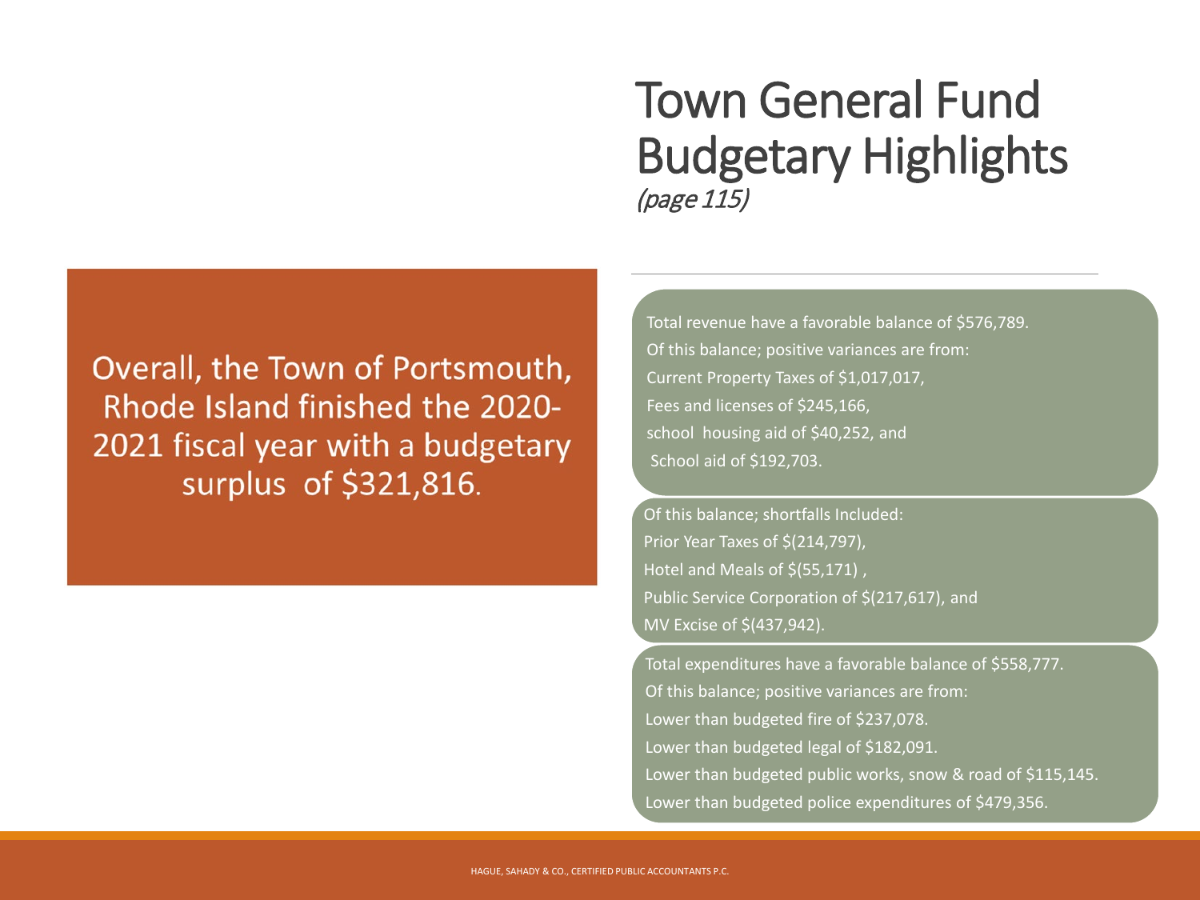# Town General Fund Budgetary Highlights

*(page 115)*

Overall, the Town of Portsmouth, Rhode Island finished the 2020-2021 fiscal year with a budgetary surplus of $321,816.

Total revenue have a favorable balance of $576,789.
Of this balance; positive variances are from:
Current Property Taxes of $1,017,017,
Fees and licenses of $245,166,
school housing aid of $40,252, and
School aid of $192,703.

Of this balance; shortfalls Included:
Prior Year Taxes of $(214,797),
Hotel and Meals of $(55,171) ,
Public Service Corporation of $(217,617), and
MV Excise of $(437,942).

Total expenditures have a favorable balance of $558,777.
Of this balance; positive variances are from:
Lower than budgeted fire of $237,078.
Lower than budgeted legal of $182,091.
Lower than budgeted public works, snow & road of $115,145.
Lower than budgeted police expenditures of $479,356.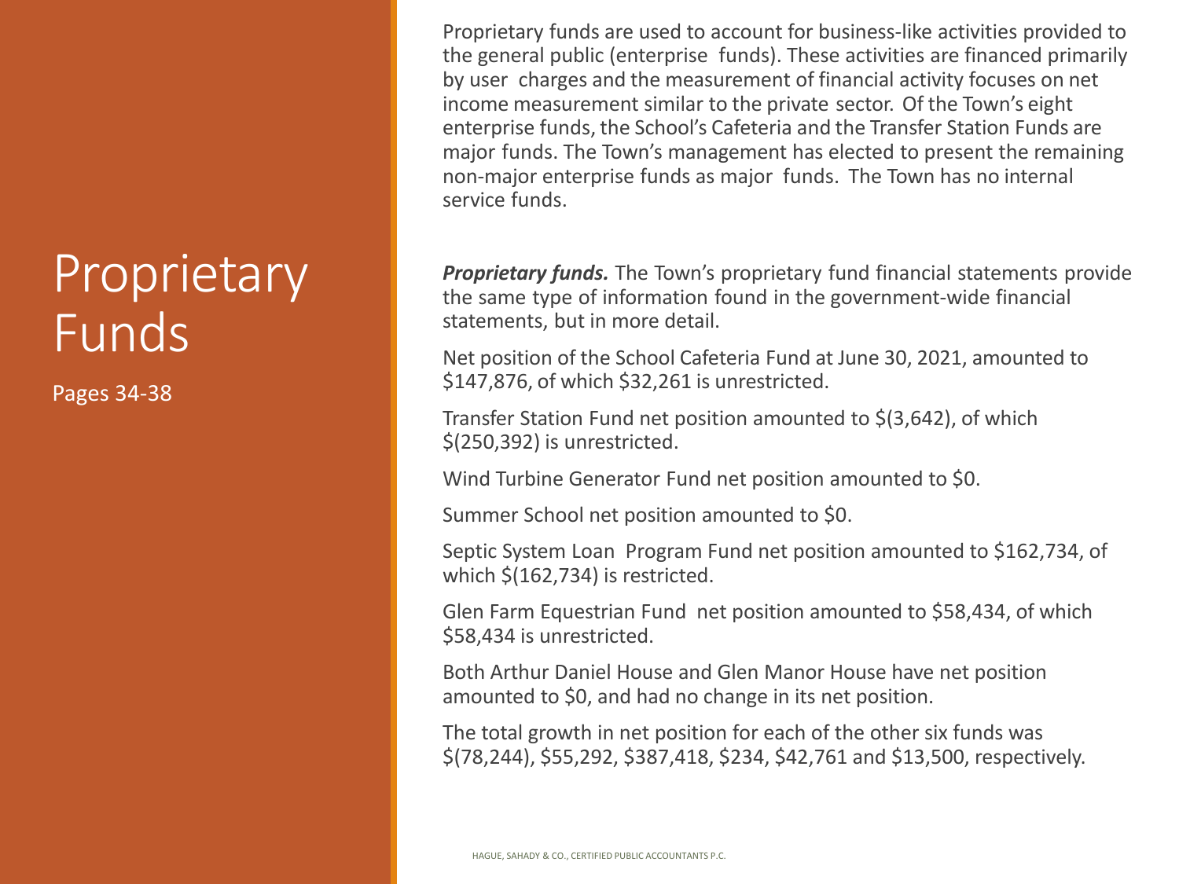# Proprietary Funds

Pages 34-38

Proprietary funds are used to account for business-like activities provided to the general public (enterprise funds). These activities are financed primarily by user charges and the measurement of financial activity focuses on net income measurement similar to the private sector. Of the Town's eight enterprise funds, the School's Cafeteria and the Transfer Station Funds are major funds. The Town's management has elected to present the remaining non-major enterprise funds as major funds. The Town has no internal service funds.

***Proprietary funds.*** The Town's proprietary fund financial statements provide the same type of information found in the government-wide financial statements, but in more detail.

Net position of the School Cafeteria Fund at June 30, 2021, amounted to $147,876, of which $32,261 is unrestricted.

Transfer Station Fund net position amounted to $(3,642), of which $(250,392) is unrestricted.

Wind Turbine Generator Fund net position amounted to $0.

Summer School net position amounted to $0.

Septic System Loan Program Fund net position amounted to $162,734, of which $(162,734) is restricted.

Glen Farm Equestrian Fund net position amounted to $58,434, of which $58,434 is unrestricted.

Both Arthur Daniel House and Glen Manor House have net position amounted to $0, and had no change in its net position.

The total growth in net position for each of the other six funds was $(78,244), $55,292, $387,418, $234, $42,761 and $13,500, respectively.

HAGUE, SAHADY & CO., CERTIFIED PUBLIC ACCOUNTANTS P.C.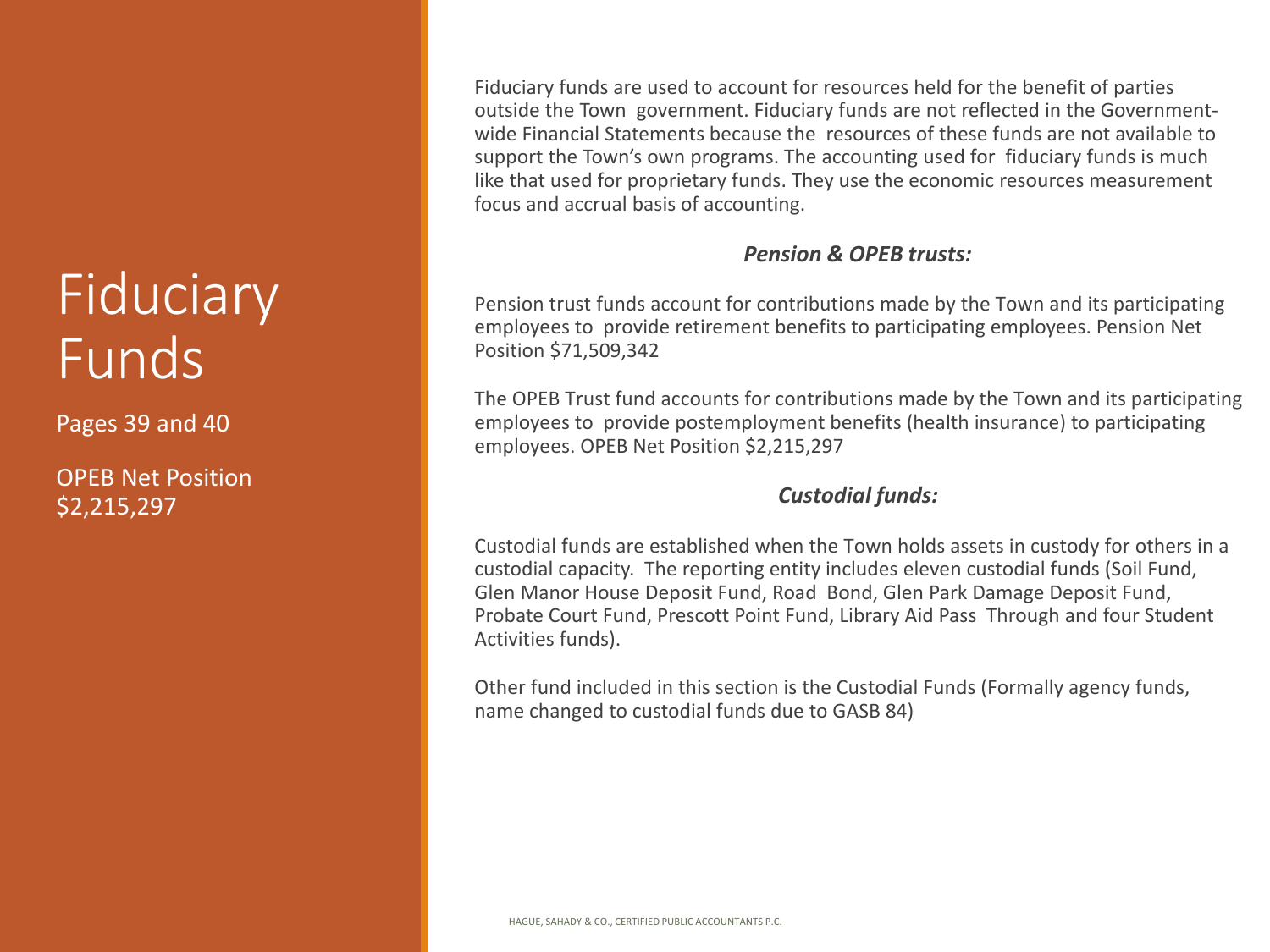# Fiduciary Funds

Pages 39 and 40

OPEB Net Position $2,215,297

Fiduciary funds are used to account for resources held for the benefit of parties outside the Town government. Fiduciary funds are not reflected in the Government-wide Financial Statements because the resources of these funds are not available to support the Town's own programs. The accounting used for fiduciary funds is much like that used for proprietary funds. They use the economic resources measurement focus and accrual basis of accounting.

***Pension & OPEB trusts:***

Pension trust funds account for contributions made by the Town and its participating employees to provide retirement benefits to participating employees. Pension Net Position $71,509,342

The OPEB Trust fund accounts for contributions made by the Town and its participating employees to provide postemployment benefits (health insurance) to participating employees. OPEB Net Position $2,215,297

***Custodial funds:***

Custodial funds are established when the Town holds assets in custody for others in a custodial capacity. The reporting entity includes eleven custodial funds (Soil Fund, Glen Manor House Deposit Fund, Road Bond, Glen Park Damage Deposit Fund, Probate Court Fund, Prescott Point Fund, Library Aid Pass Through and four Student Activities funds).

Other fund included in this section is the Custodial Funds (Formally agency funds, name changed to custodial funds due to GASB 84)

HAGUE, SAHADY & CO., CERTIFIED PUBLIC ACCOUNTANTS P.C.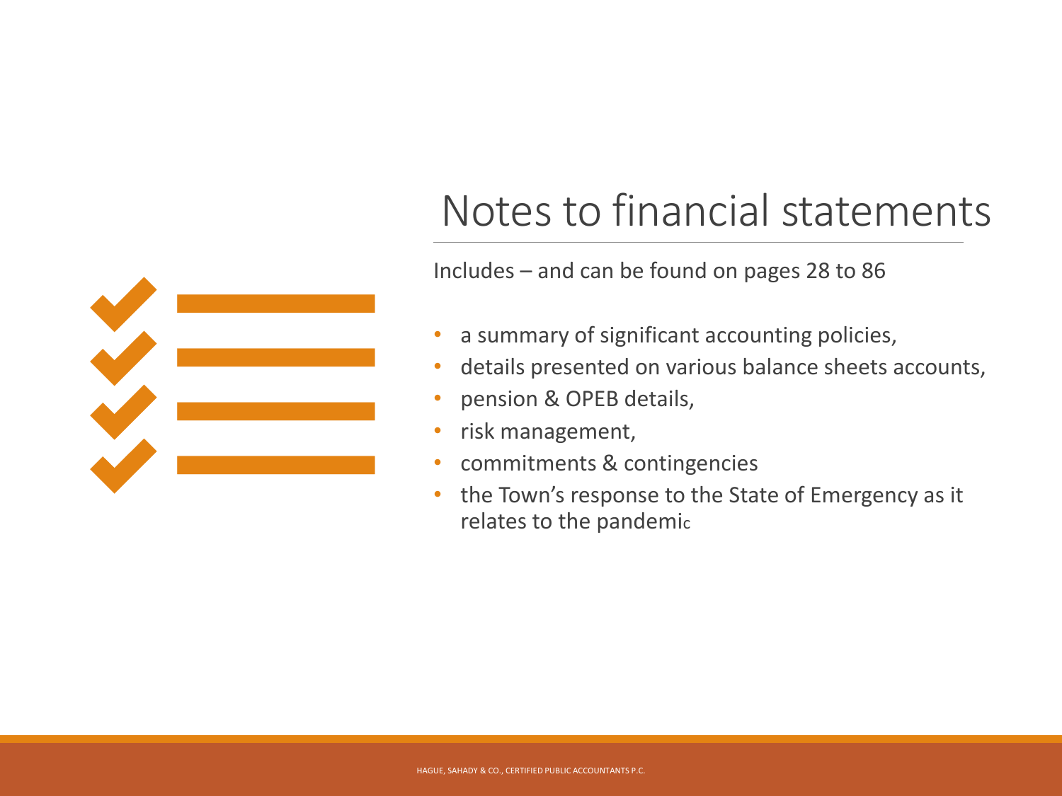# Notes to financial statements

Includes – and can be found on pages 28 to 86

- a summary of significant accounting policies,
- details presented on various balance sheets accounts,
- pension & OPEB details,
- risk management,
- commitments & contingencies
- the Town's response to the State of Emergency as it relates to the pandemic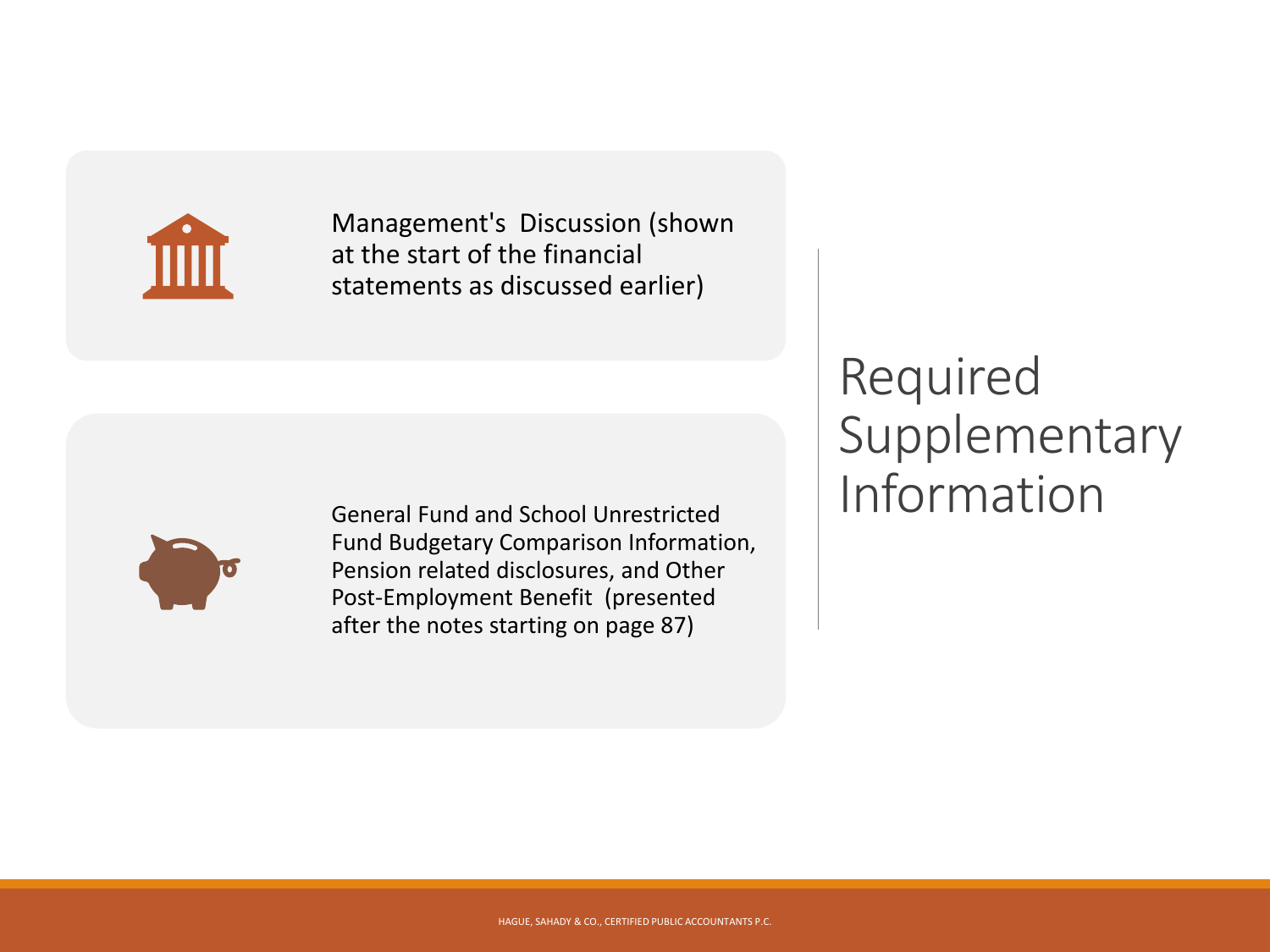# Required Supplementary Information

- Management's Discussion (shown at the start of the financial statements as discussed earlier)

- General Fund and School Unrestricted Fund Budgetary Comparison Information, Pension related disclosures, and Other Post-Employment Benefit (presented after the notes starting on page 87)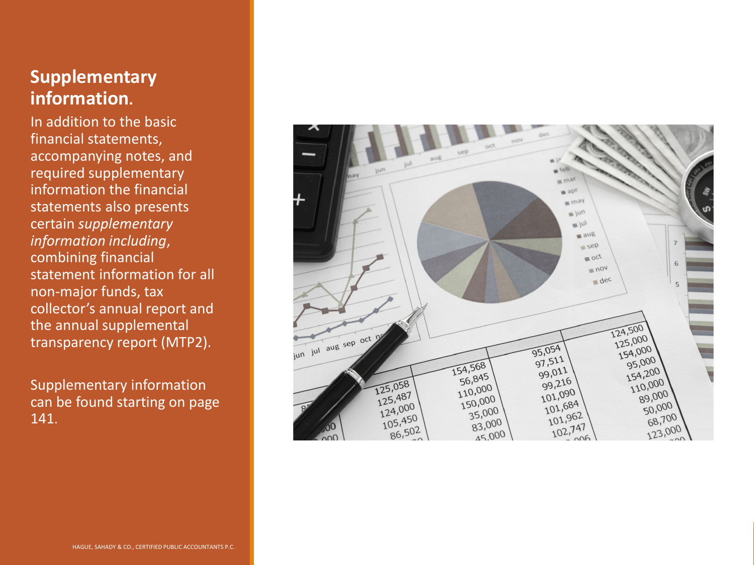## Supplementary information.

In addition to the basic financial statements, accompanying notes, and required supplementary information the financial statements also presents certain *supplementary information including*, combining financial statement information for all non-major funds, tax collector's annual report and the annual supplemental transparency report (MTP2).

Supplementary information can be found starting on page 141.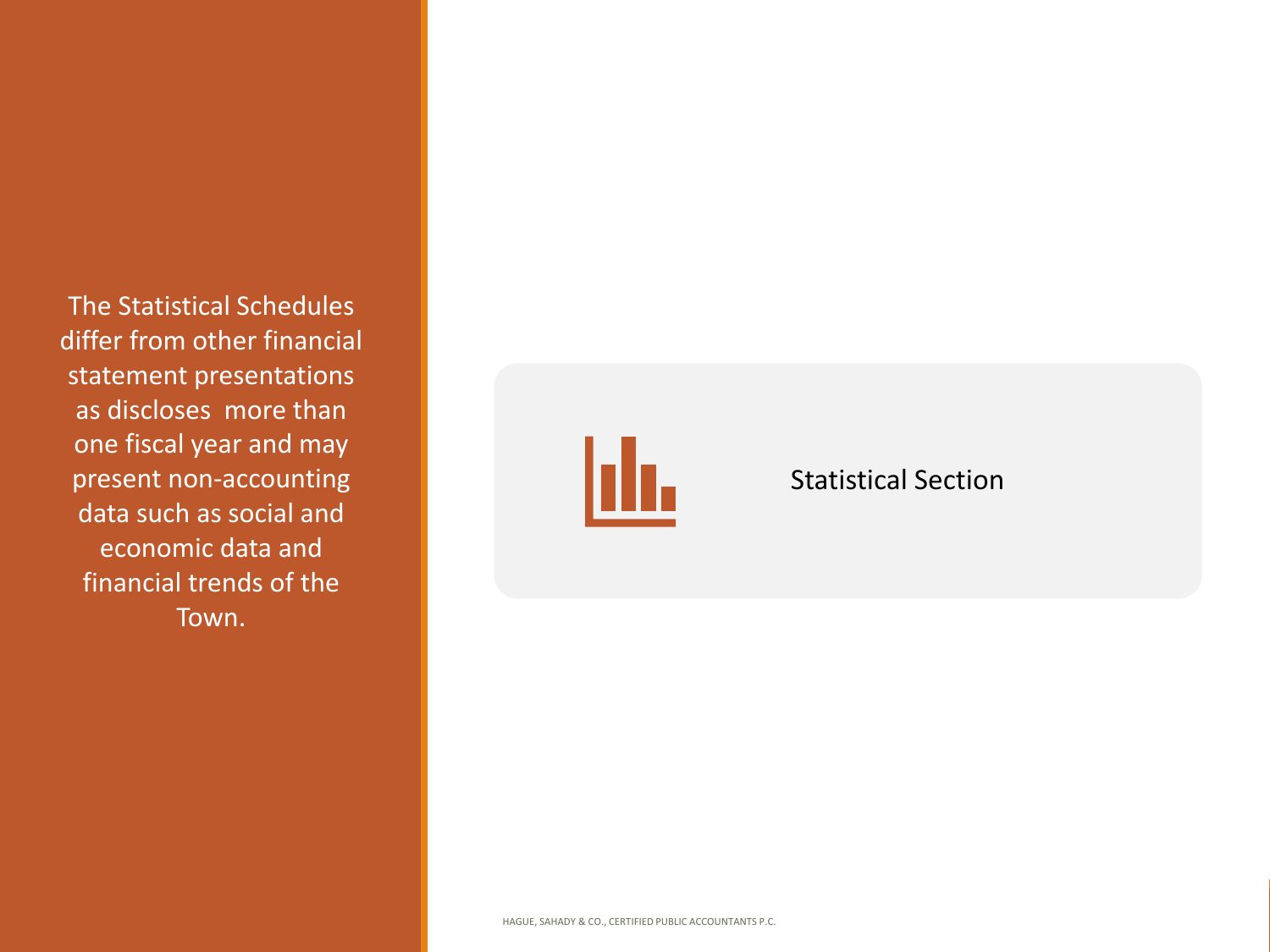The Statistical Schedules differ from other financial statement presentations as discloses  more than one fiscal year and may present non-accounting data such as social and economic data and financial trends of the Town.

## Statistical Section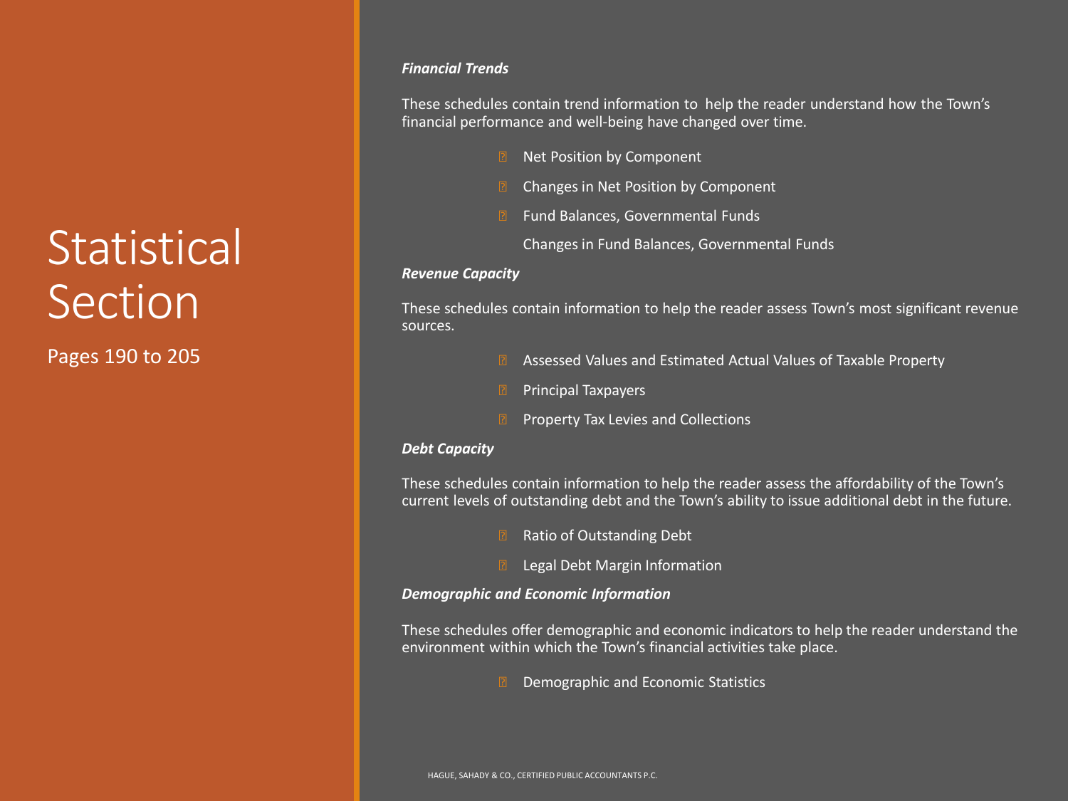# Statistical Section

Pages 190 to 205

***Financial Trends***

These schedules contain trend information to help the reader understand how the Town's financial performance and well-being have changed over time.

- Net Position by Component
- Changes in Net Position by Component
- Fund Balances, Governmental Funds
- Changes in Fund Balances, Governmental Funds

***Revenue Capacity***

These schedules contain information to help the reader assess Town's most significant revenue sources.

- Assessed Values and Estimated Actual Values of Taxable Property
- Principal Taxpayers
- Property Tax Levies and Collections

***Debt Capacity***

These schedules contain information to help the reader assess the affordability of the Town's current levels of outstanding debt and the Town's ability to issue additional debt in the future.

- Ratio of Outstanding Debt
- Legal Debt Margin Information

***Demographic and Economic Information***

These schedules offer demographic and economic indicators to help the reader understand the environment within which the Town's financial activities take place.

- Demographic and Economic Statistics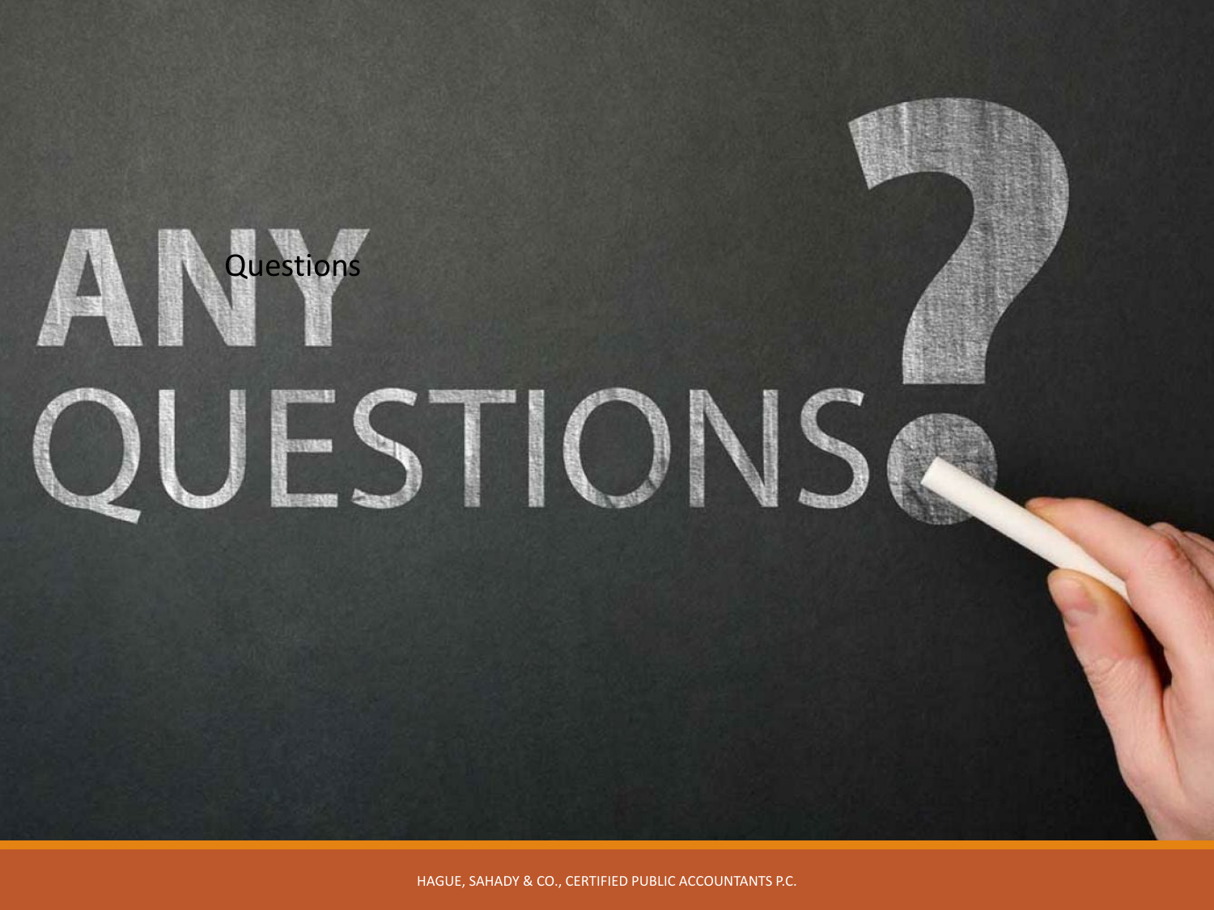Questions